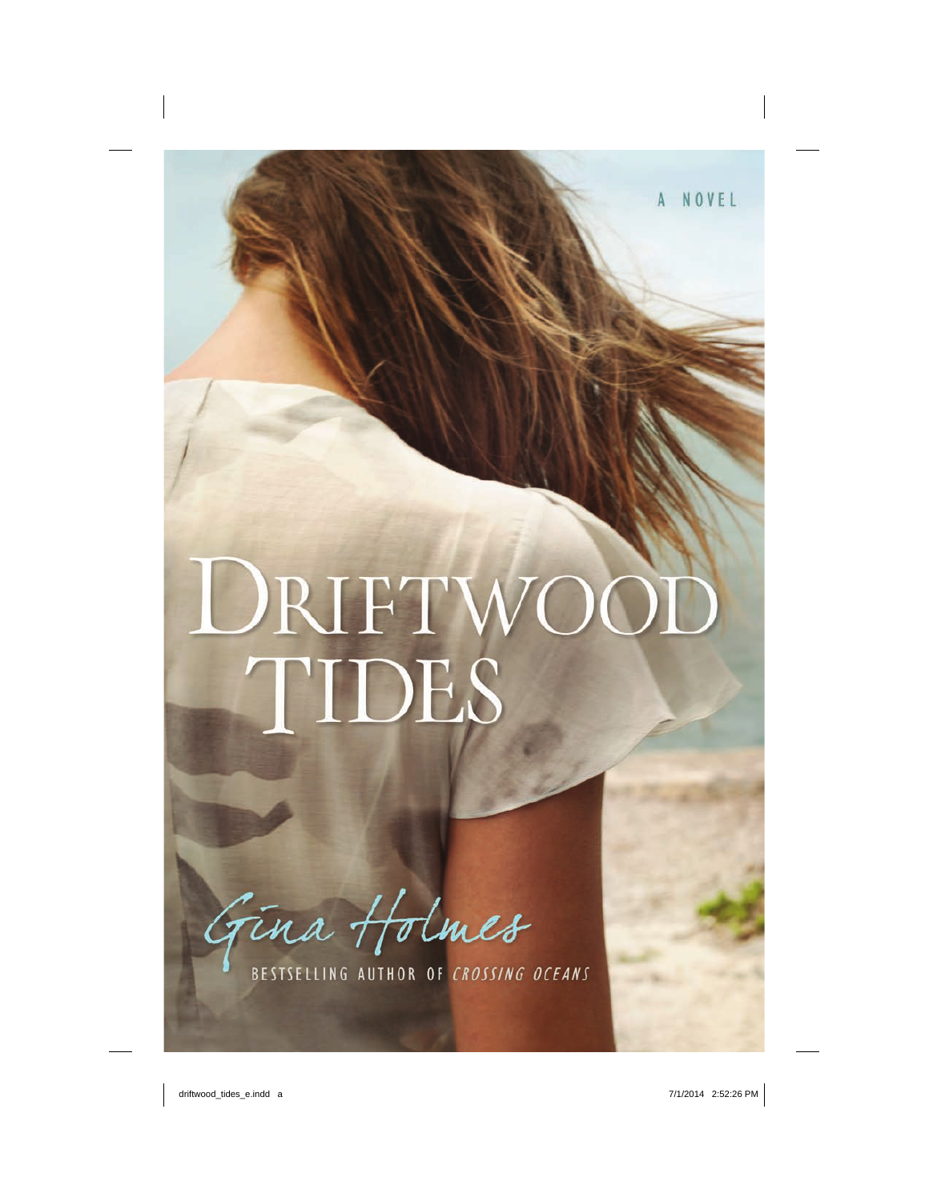A NOVEL

# DRIFTWOOD TIDES

Gina Holmes

BESTSELLING AUTHOR OF *CROSSING OCEANS*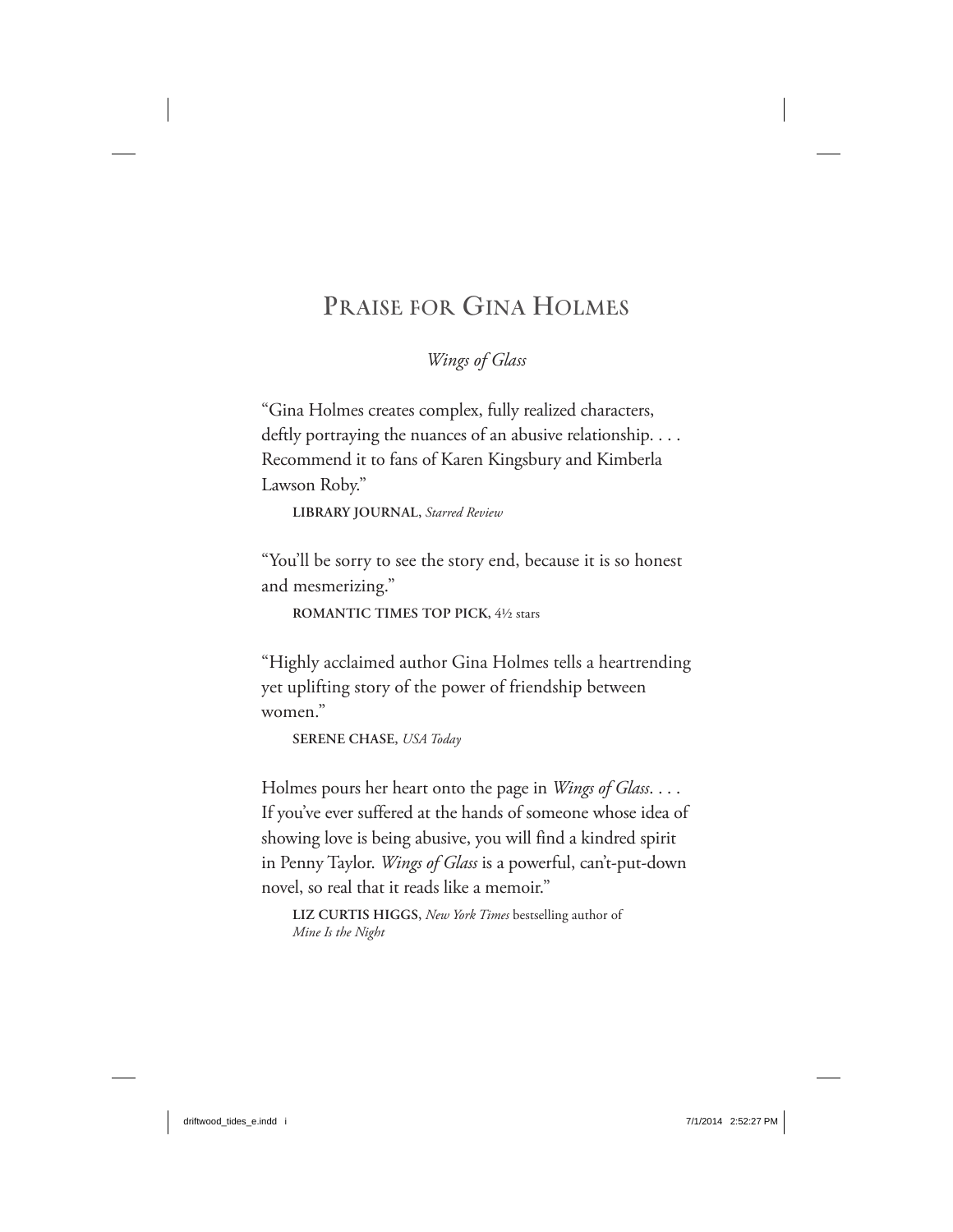# Praise for Gina Holmes

## *Wings of Glass*

"Gina Holmes creates complex, fully realized characters, deftly portraying the nuances of an abusive relationship. . . . Recommend it to fans of Karen Kingsbury and Kimberla Lawson Roby."

**LIBRARY JOURNAL**, *Starred Review*

"You'll be sorry to see the story end, because it is so honest and mesmerizing."

**ROMANTIC TIMES TOP PICK**, 4½ stars

"Highly acclaimed author Gina Holmes tells a heartrending yet uplifting story of the power of friendship between women."

**SERENE CHASE**, *USA Today*

Holmes pours her heart onto the page in *Wings of Glass*. . . . If you've ever suffered at the hands of someone whose idea of showing love is being abusive, you will find a kindred spirit in Penny Taylor. *Wings of Glass* is a powerful, can't-put-down novel, so real that it reads like a memoir."

**LIZ CURTIS HIGGS**, *New York Times* bestselling author of *Mine Is the Night*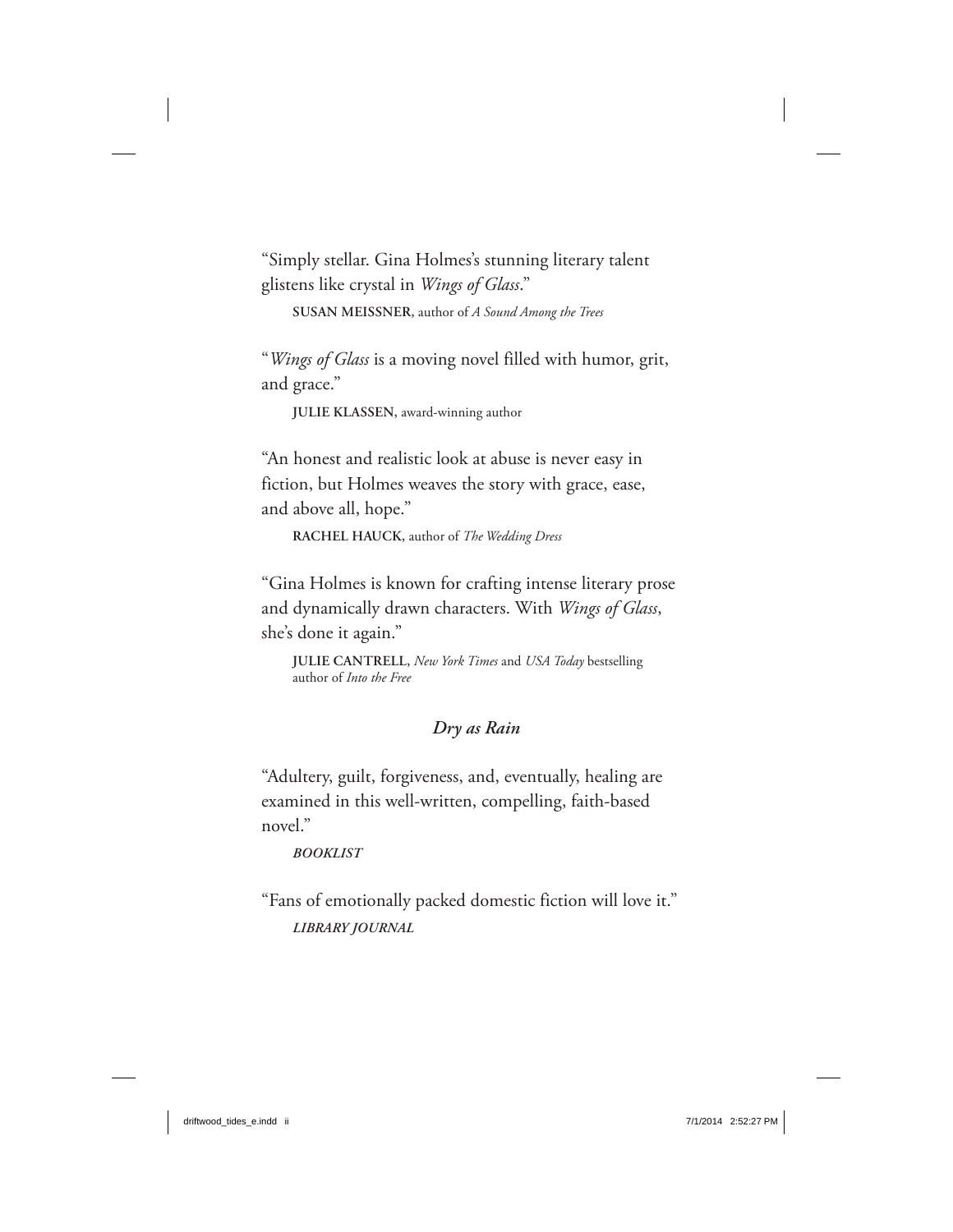"Simply stellar. Gina Holmes's stunning literary talent glistens like crystal in *Wings of Glass*."

**SUSAN MEISSNER**, author of *A Sound Among the Trees*

"*Wings of Glass* is a moving novel filled with humor, grit, and grace."

**JULIE KLASSEN**, award-winning author

"An honest and realistic look at abuse is never easy in fiction, but Holmes weaves the story with grace, ease, and above all, hope."

**RACHEL HAUCK**, author of *The Wedding Dress*

"Gina Holmes is known for crafting intense literary prose and dynamically drawn characters. With *Wings of Glass*, she's done it again."

**JULIE CANTRELL**, *New York Times* and *USA Today* bestselling author of *Into the Free*

### *Dry as Rain*

"Adultery, guilt, forgiveness, and, eventually, healing are examined in this well-written, compelling, faith-based novel."

***BOOKLIST***

"Fans of emotionally packed domestic fiction will love it."

***LIBRARY JOURNAL***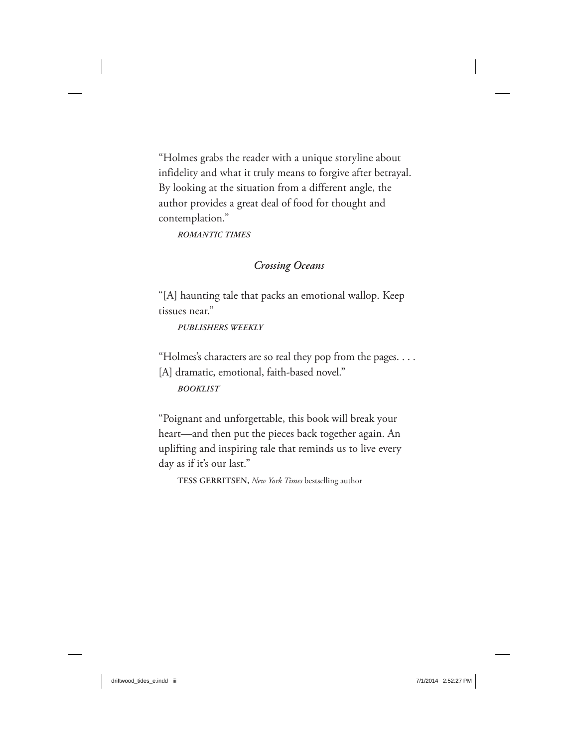"Holmes grabs the reader with a unique storyline about infidelity and what it truly means to forgive after betrayal. By looking at the situation from a different angle, the author provides a great deal of food for thought and contemplation."

*ROMANTIC TIMES*

### *Crossing Oceans*

"[A] haunting tale that packs an emotional wallop. Keep tissues near."

*PUBLISHERS WEEKLY*

"Holmes's characters are so real they pop from the pages. . . . [A] dramatic, emotional, faith-based novel."

*BOOKLIST*

"Poignant and unforgettable, this book will break your heart—and then put the pieces back together again. An uplifting and inspiring tale that reminds us to live every day as if it's our last."

**TESS GERRITSEN**, *New York Times* bestselling author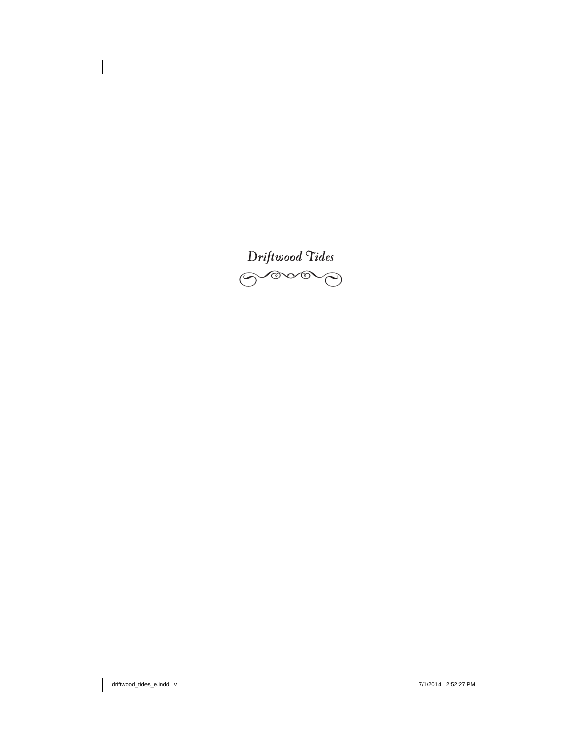*Driftwood Tides*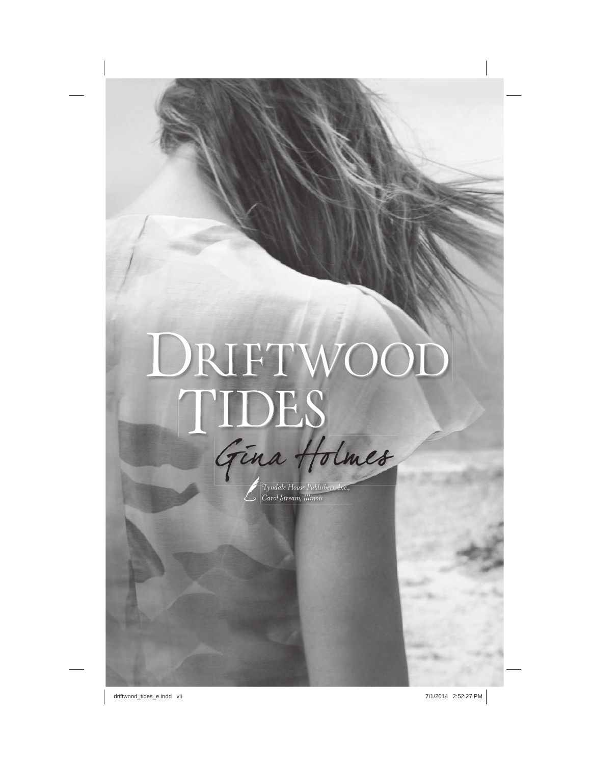# DRIFTWOOD TIDES

Gina Holmes

*Tyndale House Publishers, Inc.,*
*Carol Stream, Illinois*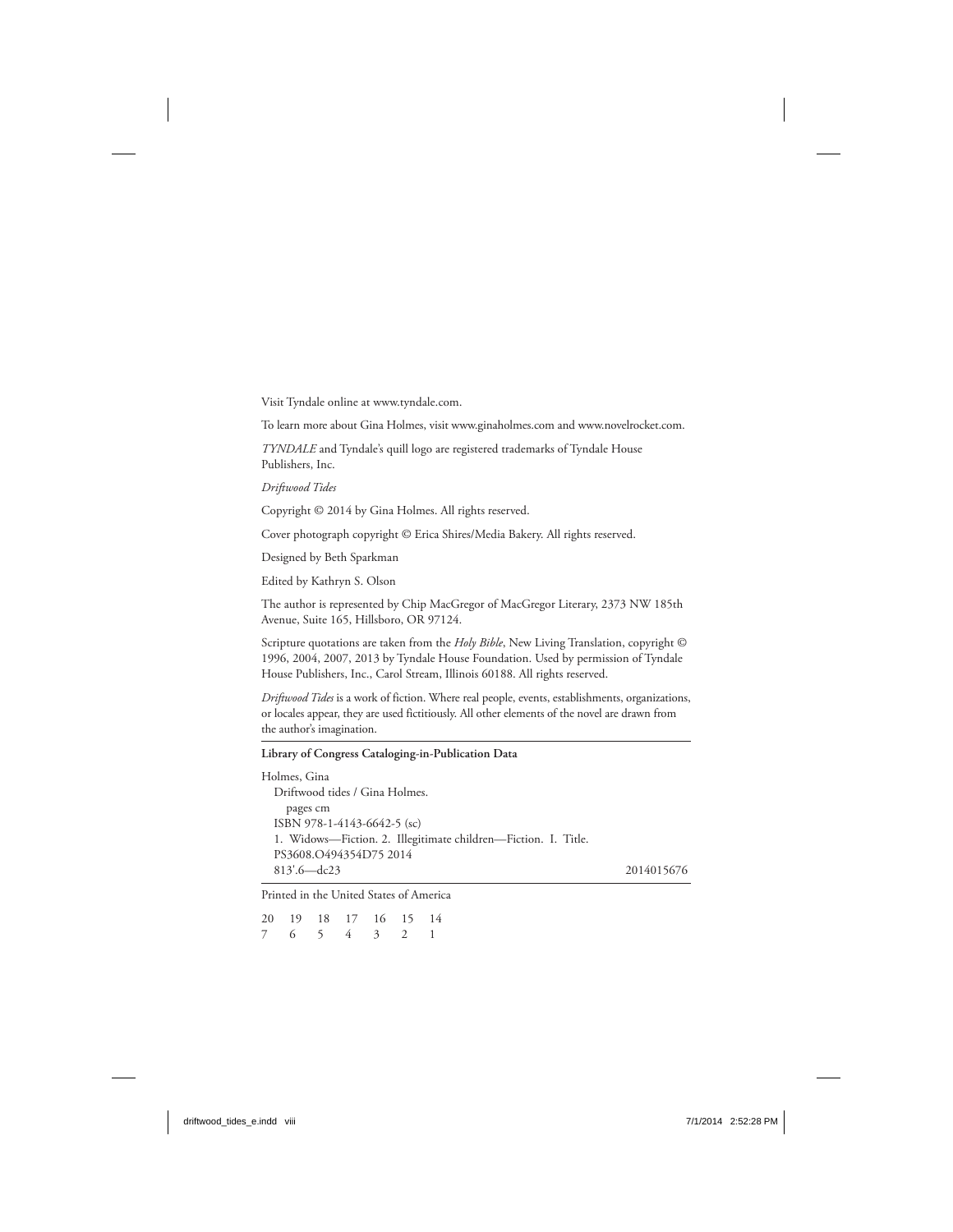Visit Tyndale online at www.tyndale.com.

To learn more about Gina Holmes, visit www.ginaholmes.com and www.novelrocket.com.

*TYNDALE* and Tyndale's quill logo are registered trademarks of Tyndale House Publishers, Inc.

*Driftwood Tides*

Copyright © 2014 by Gina Holmes. All rights reserved.

Cover photograph copyright © Erica Shires/Media Bakery. All rights reserved.

Designed by Beth Sparkman

Edited by Kathryn S. Olson

The author is represented by Chip MacGregor of MacGregor Literary, 2373 NW 185th Avenue, Suite 165, Hillsboro, OR 97124.

Scripture quotations are taken from the *Holy Bible*, New Living Translation, copyright © 1996, 2004, 2007, 2013 by Tyndale House Foundation. Used by permission of Tyndale House Publishers, Inc., Carol Stream, Illinois 60188. All rights reserved.

*Driftwood Tides* is a work of fiction. Where real people, events, establishments, organizations, or locales appear, they are used fictitiously. All other elements of the novel are drawn from the author's imagination.

**Library of Congress Cataloging-in-Publication Data**

Holmes, Gina
Driftwood tides / Gina Holmes.
pages cm
ISBN 978-1-4143-6642-5 (sc)
1. Widows—Fiction. 2. Illegitimate children—Fiction. I. Title.
PS3608.O494354D75 2014
813'.6—dc23 2014015676

Printed in the United States of America

20 19 18 17 16 15 14
7 6 5 4 3 2 1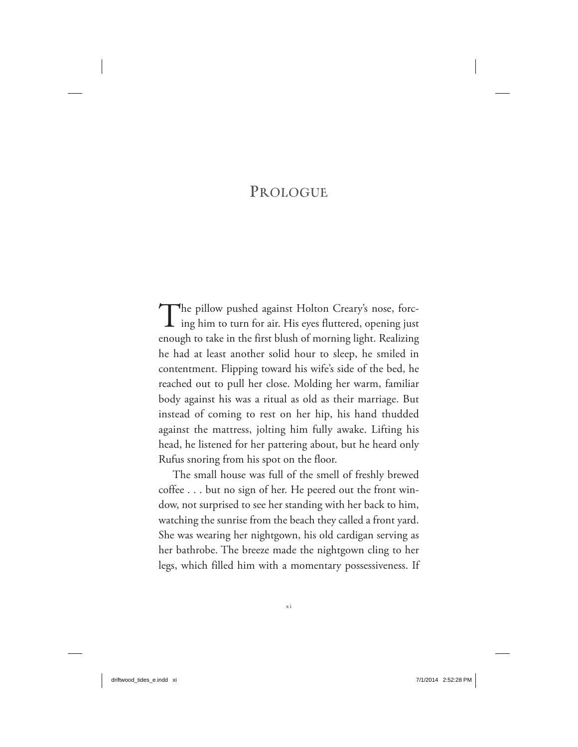# Prologue

The pillow pushed against Holton Creary's nose, forcing him to turn for air. His eyes fluttered, opening just enough to take in the first blush of morning light. Realizing he had at least another solid hour to sleep, he smiled in contentment. Flipping toward his wife's side of the bed, he reached out to pull her close. Molding her warm, familiar body against his was a ritual as old as their marriage. But instead of coming to rest on her hip, his hand thudded against the mattress, jolting him fully awake. Lifting his head, he listened for her pattering about, but he heard only Rufus snoring from his spot on the floor.

The small house was full of the smell of freshly brewed coffee . . . but no sign of her. He peered out the front window, not surprised to see her standing with her back to him, watching the sunrise from the beach they called a front yard. She was wearing her nightgown, his old cardigan serving as her bathrobe. The breeze made the nightgown cling to her legs, which filled him with a momentary possessiveness. If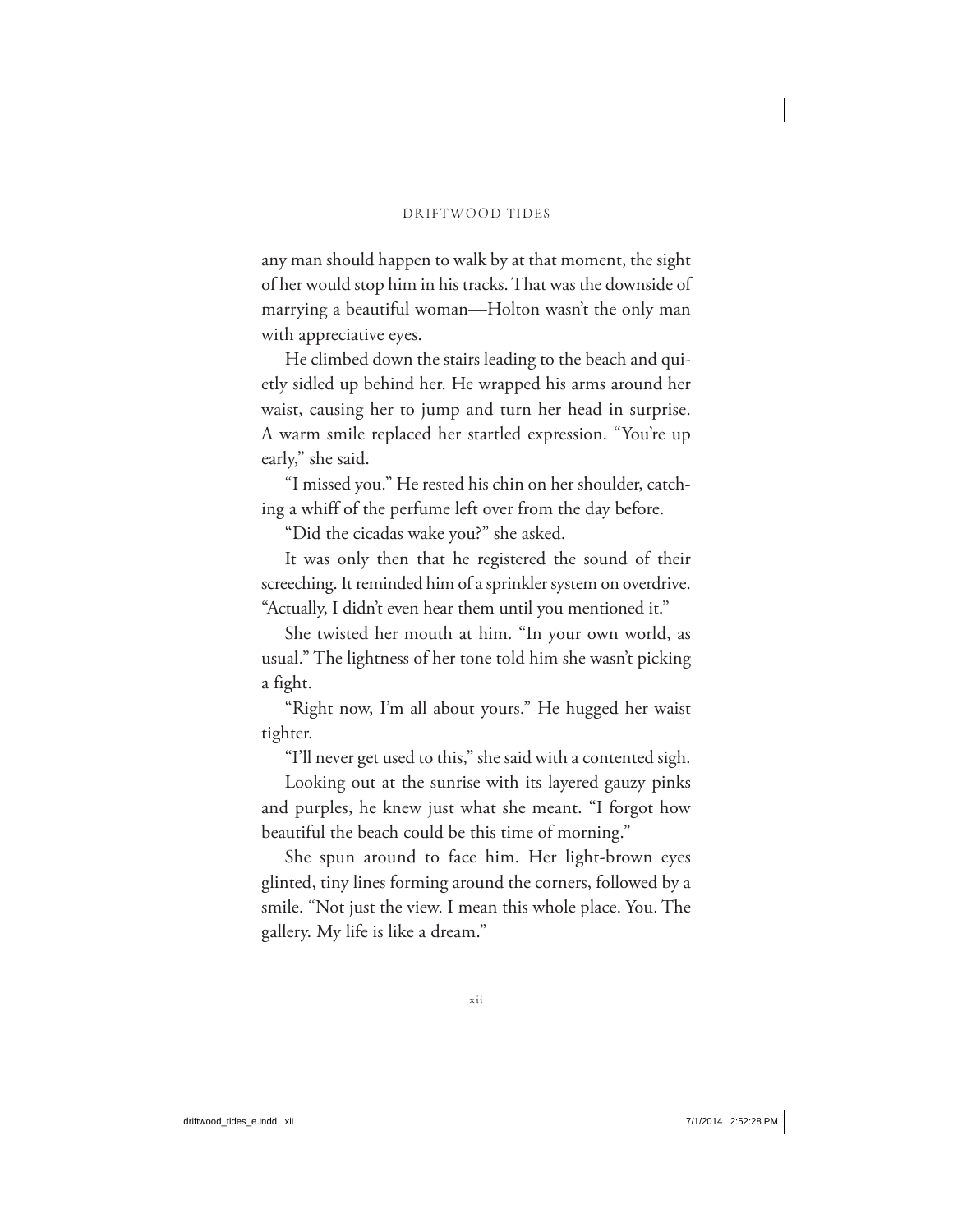any man should happen to walk by at that moment, the sight of her would stop him in his tracks. That was the downside of marrying a beautiful woman—Holton wasn't the only man with appreciative eyes.

He climbed down the stairs leading to the beach and quietly sidled up behind her. He wrapped his arms around her waist, causing her to jump and turn her head in surprise. A warm smile replaced her startled expression. "You're up early," she said.

"I missed you." He rested his chin on her shoulder, catching a whiff of the perfume left over from the day before.

"Did the cicadas wake you?" she asked.

It was only then that he registered the sound of their screeching. It reminded him of a sprinkler system on overdrive. "Actually, I didn't even hear them until you mentioned it."

She twisted her mouth at him. "In your own world, as usual." The lightness of her tone told him she wasn't picking a fight.

"Right now, I'm all about yours." He hugged her waist tighter.

"I'll never get used to this," she said with a contented sigh.

Looking out at the sunrise with its layered gauzy pinks and purples, he knew just what she meant. "I forgot how beautiful the beach could be this time of morning."

She spun around to face him. Her light-brown eyes glinted, tiny lines forming around the corners, followed by a smile. "Not just the view. I mean this whole place. You. The gallery. My life is like a dream."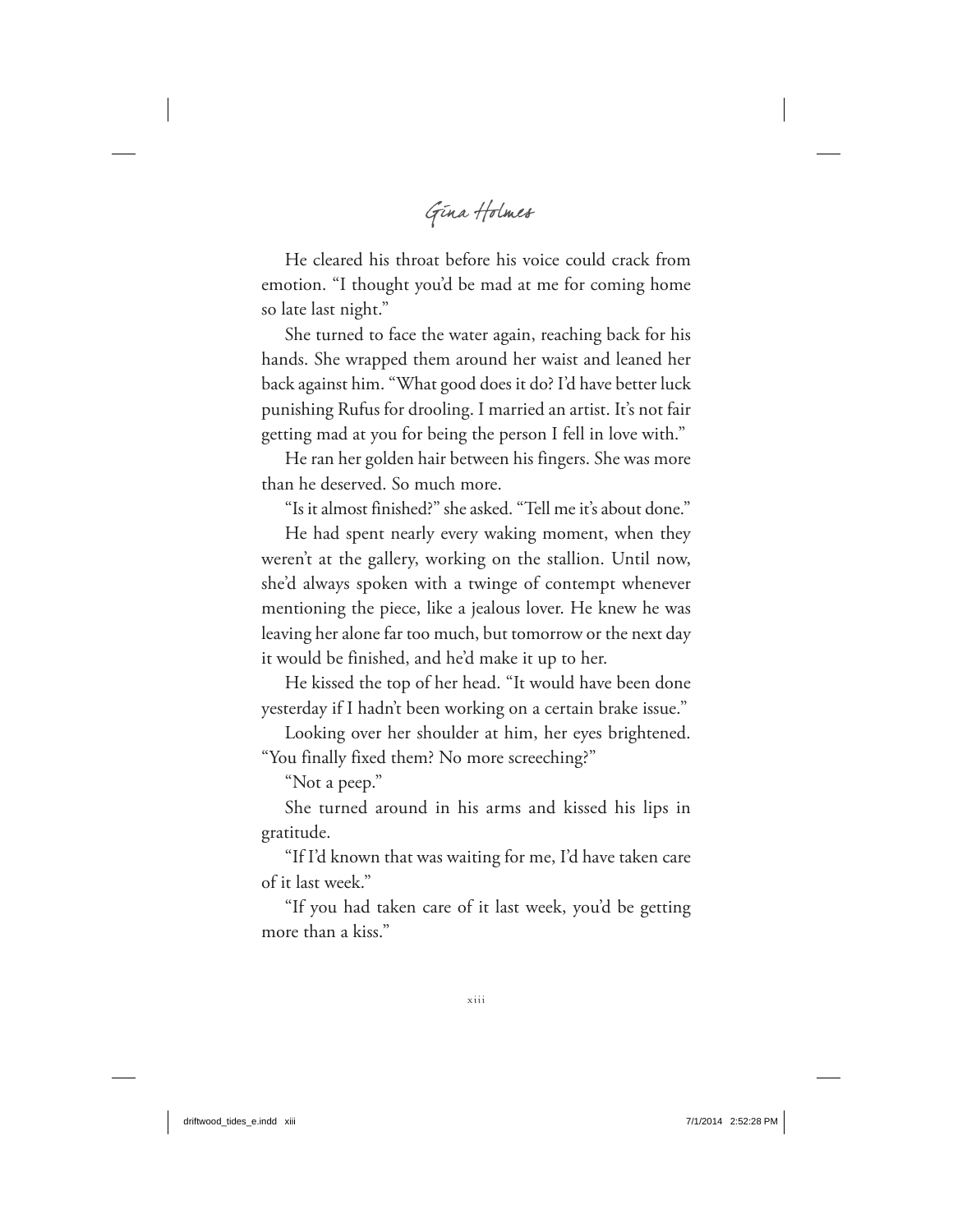He cleared his throat before his voice could crack from emotion. "I thought you'd be mad at me for coming home so late last night."

She turned to face the water again, reaching back for his hands. She wrapped them around her waist and leaned her back against him. "What good does it do? I'd have better luck punishing Rufus for drooling. I married an artist. It's not fair getting mad at you for being the person I fell in love with."

He ran her golden hair between his fingers. She was more than he deserved. So much more.

"Is it almost finished?" she asked. "Tell me it's about done."

He had spent nearly every waking moment, when they weren't at the gallery, working on the stallion. Until now, she'd always spoken with a twinge of contempt whenever mentioning the piece, like a jealous lover. He knew he was leaving her alone far too much, but tomorrow or the next day it would be finished, and he'd make it up to her.

He kissed the top of her head. "It would have been done yesterday if I hadn't been working on a certain brake issue."

Looking over her shoulder at him, her eyes brightened. "You finally fixed them? No more screeching?"

"Not a peep."

She turned around in his arms and kissed his lips in gratitude.

"If I'd known that was waiting for me, I'd have taken care of it last week."

"If you had taken care of it last week, you'd be getting more than a kiss."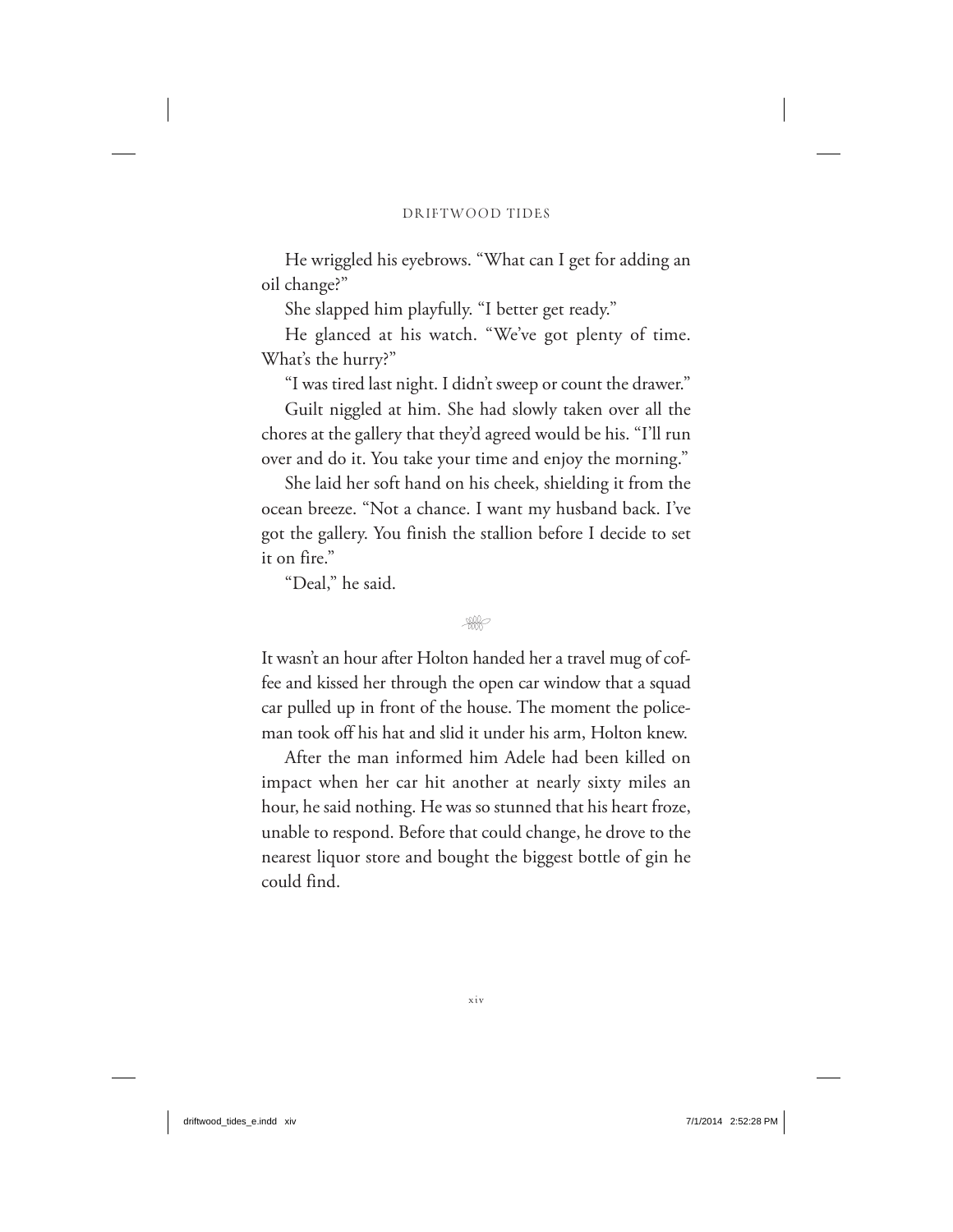He wriggled his eyebrows. "What can I get for adding an oil change?"

She slapped him playfully. "I better get ready."

He glanced at his watch. "We've got plenty of time. What's the hurry?"

"I was tired last night. I didn't sweep or count the drawer."

Guilt niggled at him. She had slowly taken over all the chores at the gallery that they'd agreed would be his. "I'll run over and do it. You take your time and enjoy the morning."

She laid her soft hand on his cheek, shielding it from the ocean breeze. "Not a chance. I want my husband back. I've got the gallery. You finish the stallion before I decide to set it on fire."

"Deal," he said.

It wasn't an hour after Holton handed her a travel mug of coffee and kissed her through the open car window that a squad car pulled up in front of the house. The moment the policeman took off his hat and slid it under his arm, Holton knew.

After the man informed him Adele had been killed on impact when her car hit another at nearly sixty miles an hour, he said nothing. He was so stunned that his heart froze, unable to respond. Before that could change, he drove to the nearest liquor store and bought the biggest bottle of gin he could find.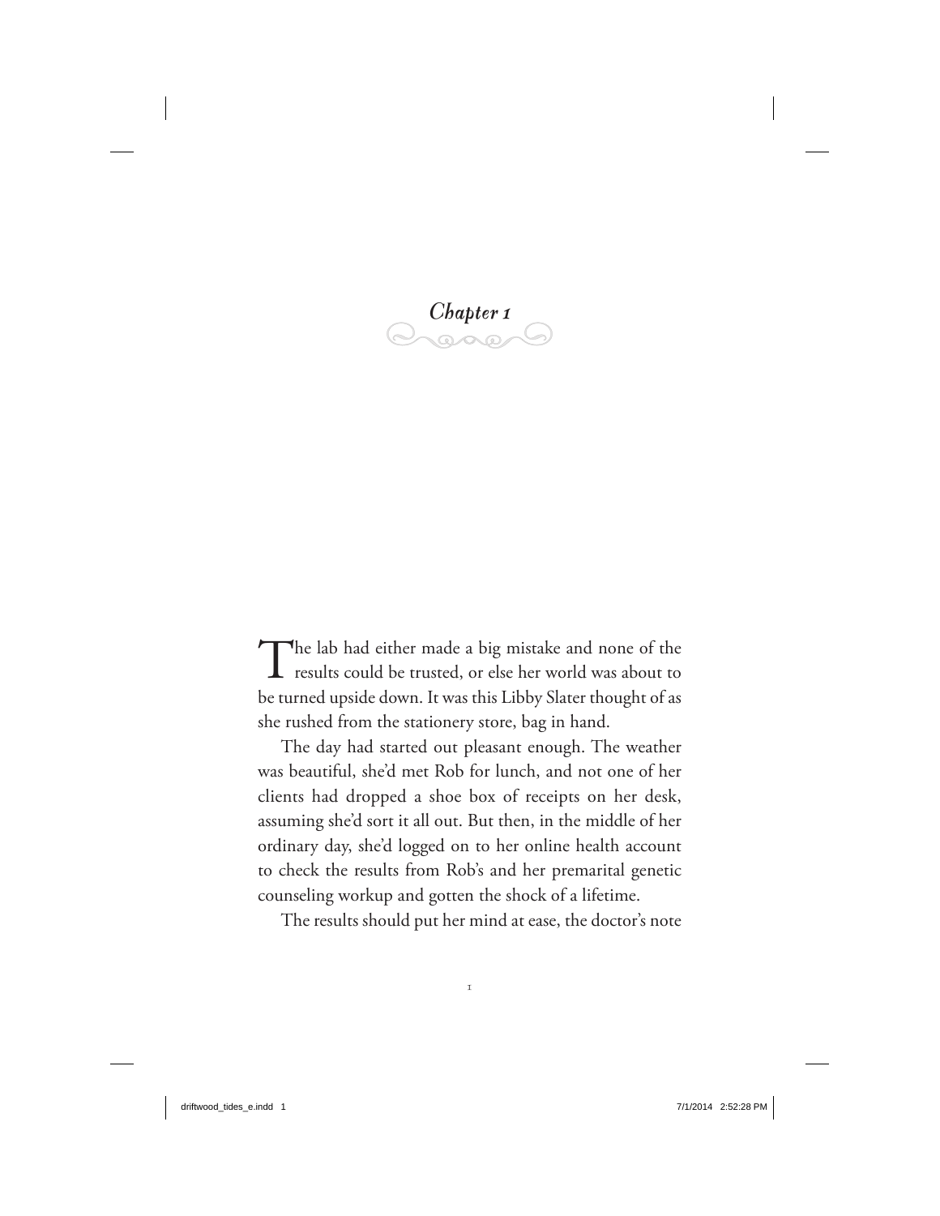# Chapter 1

The lab had either made a big mistake and none of the results could be trusted, or else her world was about to be turned upside down. It was this Libby Slater thought of as she rushed from the stationery store, bag in hand.

The day had started out pleasant enough. The weather was beautiful, she'd met Rob for lunch, and not one of her clients had dropped a shoe box of receipts on her desk, assuming she'd sort it all out. But then, in the middle of her ordinary day, she'd logged on to her online health account to check the results from Rob's and her premarital genetic counseling workup and gotten the shock of a lifetime.

The results should put her mind at ease, the doctor's note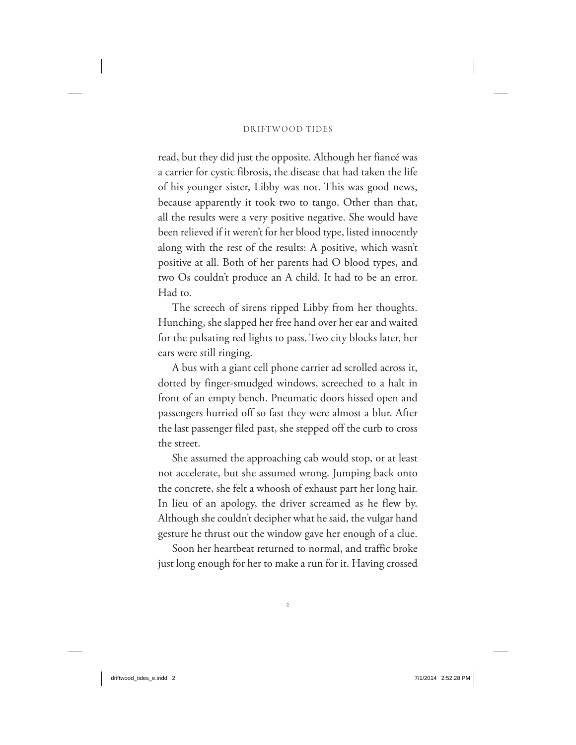read, but they did just the opposite. Although her fiancé was a carrier for cystic fibrosis, the disease that had taken the life of his younger sister, Libby was not. This was good news, because apparently it took two to tango. Other than that, all the results were a very positive negative. She would have been relieved if it weren't for her blood type, listed innocently along with the rest of the results: A positive, which wasn't positive at all. Both of her parents had O blood types, and two Os couldn't produce an A child. It had to be an error. Had to.

The screech of sirens ripped Libby from her thoughts. Hunching, she slapped her free hand over her ear and waited for the pulsating red lights to pass. Two city blocks later, her ears were still ringing.

A bus with a giant cell phone carrier ad scrolled across it, dotted by finger-smudged windows, screeched to a halt in front of an empty bench. Pneumatic doors hissed open and passengers hurried off so fast they were almost a blur. After the last passenger filed past, she stepped off the curb to cross the street.

She assumed the approaching cab would stop, or at least not accelerate, but she assumed wrong. Jumping back onto the concrete, she felt a whoosh of exhaust part her long hair. In lieu of an apology, the driver screamed as he flew by. Although she couldn't decipher what he said, the vulgar hand gesture he thrust out the window gave her enough of a clue.

Soon her heartbeat returned to normal, and traffic broke just long enough for her to make a run for it. Having crossed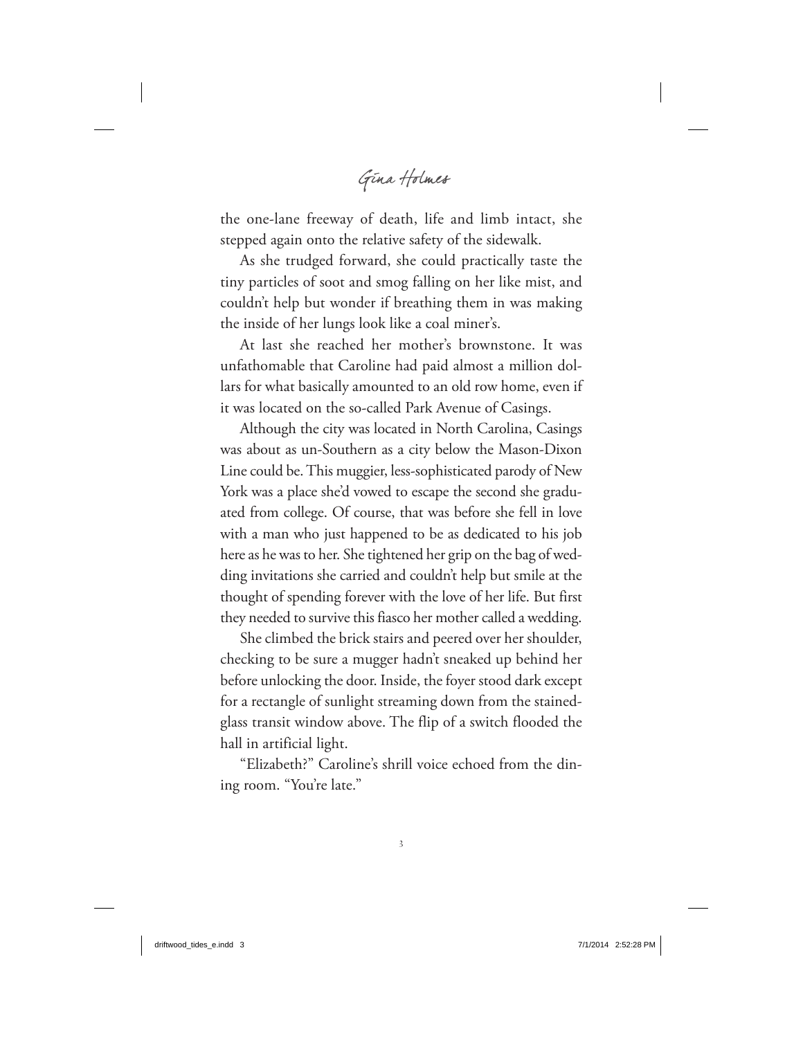the one-lane freeway of death, life and limb intact, she stepped again onto the relative safety of the sidewalk.

As she trudged forward, she could practically taste the tiny particles of soot and smog falling on her like mist, and couldn't help but wonder if breathing them in was making the inside of her lungs look like a coal miner's.

At last she reached her mother's brownstone. It was unfathomable that Caroline had paid almost a million dollars for what basically amounted to an old row home, even if it was located on the so-called Park Avenue of Casings.

Although the city was located in North Carolina, Casings was about as un-Southern as a city below the Mason-Dixon Line could be. This muggier, less-sophisticated parody of New York was a place she'd vowed to escape the second she graduated from college. Of course, that was before she fell in love with a man who just happened to be as dedicated to his job here as he was to her. She tightened her grip on the bag of wedding invitations she carried and couldn't help but smile at the thought of spending forever with the love of her life. But first they needed to survive this fiasco her mother called a wedding.

She climbed the brick stairs and peered over her shoulder, checking to be sure a mugger hadn't sneaked up behind her before unlocking the door. Inside, the foyer stood dark except for a rectangle of sunlight streaming down from the stained-glass transit window above. The flip of a switch flooded the hall in artificial light.

"Elizabeth?" Caroline's shrill voice echoed from the dining room. "You're late."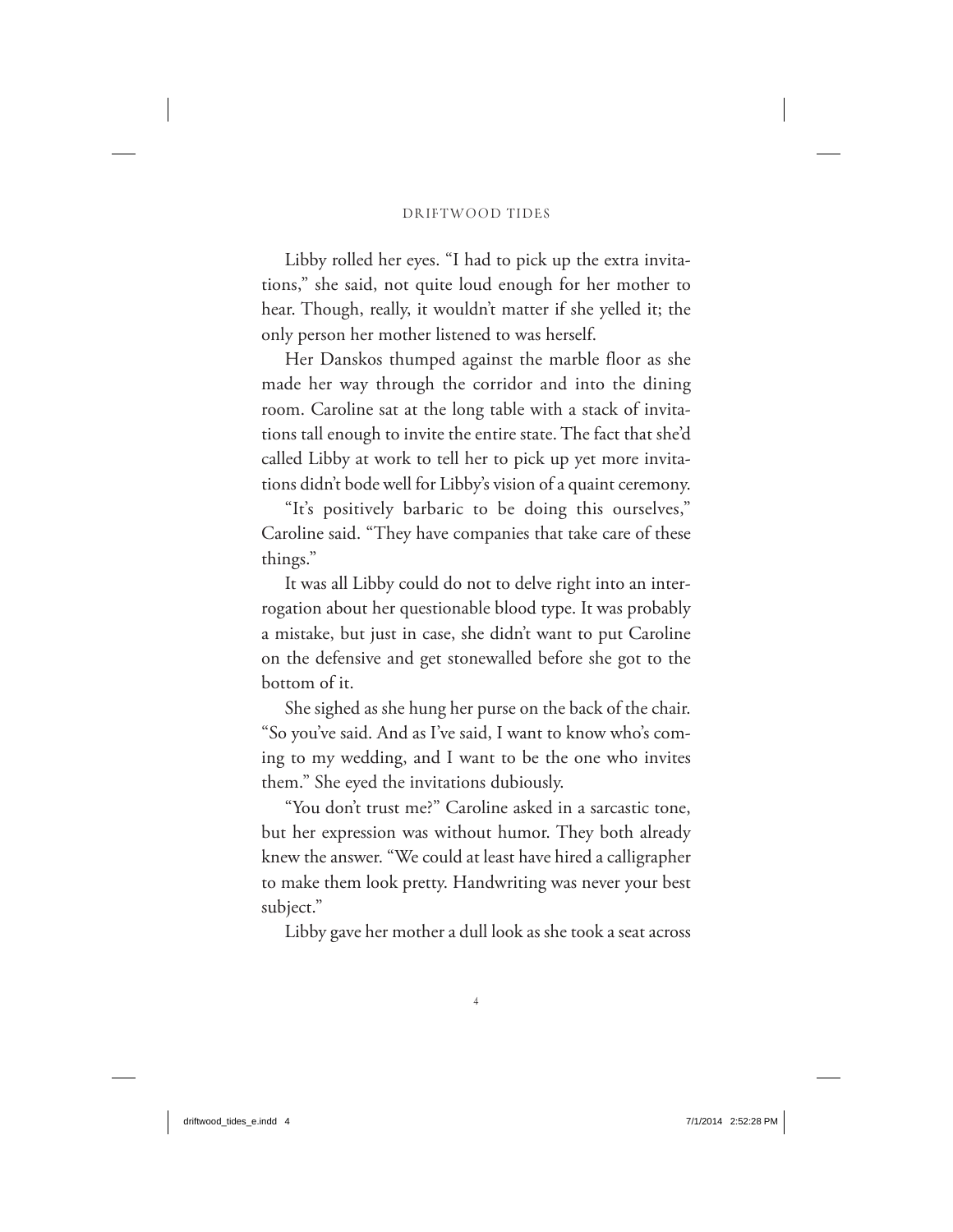Libby rolled her eyes. "I had to pick up the extra invitations," she said, not quite loud enough for her mother to hear. Though, really, it wouldn't matter if she yelled it; the only person her mother listened to was herself.

Her Danskos thumped against the marble floor as she made her way through the corridor and into the dining room. Caroline sat at the long table with a stack of invitations tall enough to invite the entire state. The fact that she'd called Libby at work to tell her to pick up yet more invitations didn't bode well for Libby's vision of a quaint ceremony.

"It's positively barbaric to be doing this ourselves," Caroline said. "They have companies that take care of these things."

It was all Libby could do not to delve right into an interrogation about her questionable blood type. It was probably a mistake, but just in case, she didn't want to put Caroline on the defensive and get stonewalled before she got to the bottom of it.

She sighed as she hung her purse on the back of the chair. "So you've said. And as I've said, I want to know who's coming to my wedding, and I want to be the one who invites them." She eyed the invitations dubiously.

"You don't trust me?" Caroline asked in a sarcastic tone, but her expression was without humor. They both already knew the answer. "We could at least have hired a calligrapher to make them look pretty. Handwriting was never your best subject."

Libby gave her mother a dull look as she took a seat across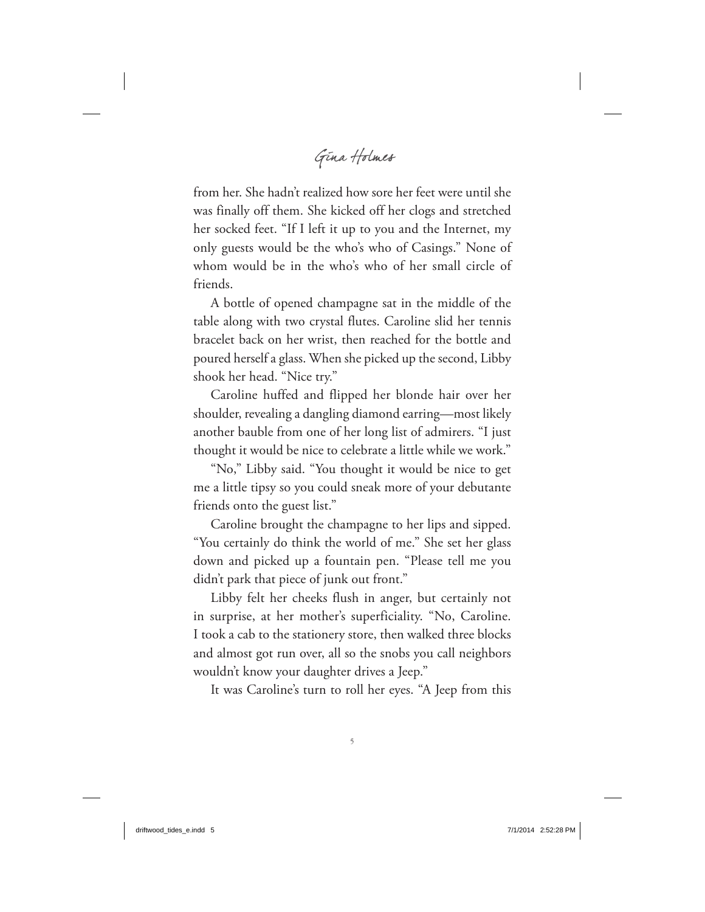from her. She hadn't realized how sore her feet were until she was finally off them. She kicked off her clogs and stretched her socked feet. "If I left it up to you and the Internet, my only guests would be the who's who of Casings." None of whom would be in the who's who of her small circle of friends.

A bottle of opened champagne sat in the middle of the table along with two crystal flutes. Caroline slid her tennis bracelet back on her wrist, then reached for the bottle and poured herself a glass. When she picked up the second, Libby shook her head. "Nice try."

Caroline huffed and flipped her blonde hair over her shoulder, revealing a dangling diamond earring—most likely another bauble from one of her long list of admirers. "I just thought it would be nice to celebrate a little while we work."

"No," Libby said. "You thought it would be nice to get me a little tipsy so you could sneak more of your debutante friends onto the guest list."

Caroline brought the champagne to her lips and sipped. "You certainly do think the world of me." She set her glass down and picked up a fountain pen. "Please tell me you didn't park that piece of junk out front."

Libby felt her cheeks flush in anger, but certainly not in surprise, at her mother's superficiality. "No, Caroline. I took a cab to the stationery store, then walked three blocks and almost got run over, all so the snobs you call neighbors wouldn't know your daughter drives a Jeep."

It was Caroline's turn to roll her eyes. "A Jeep from this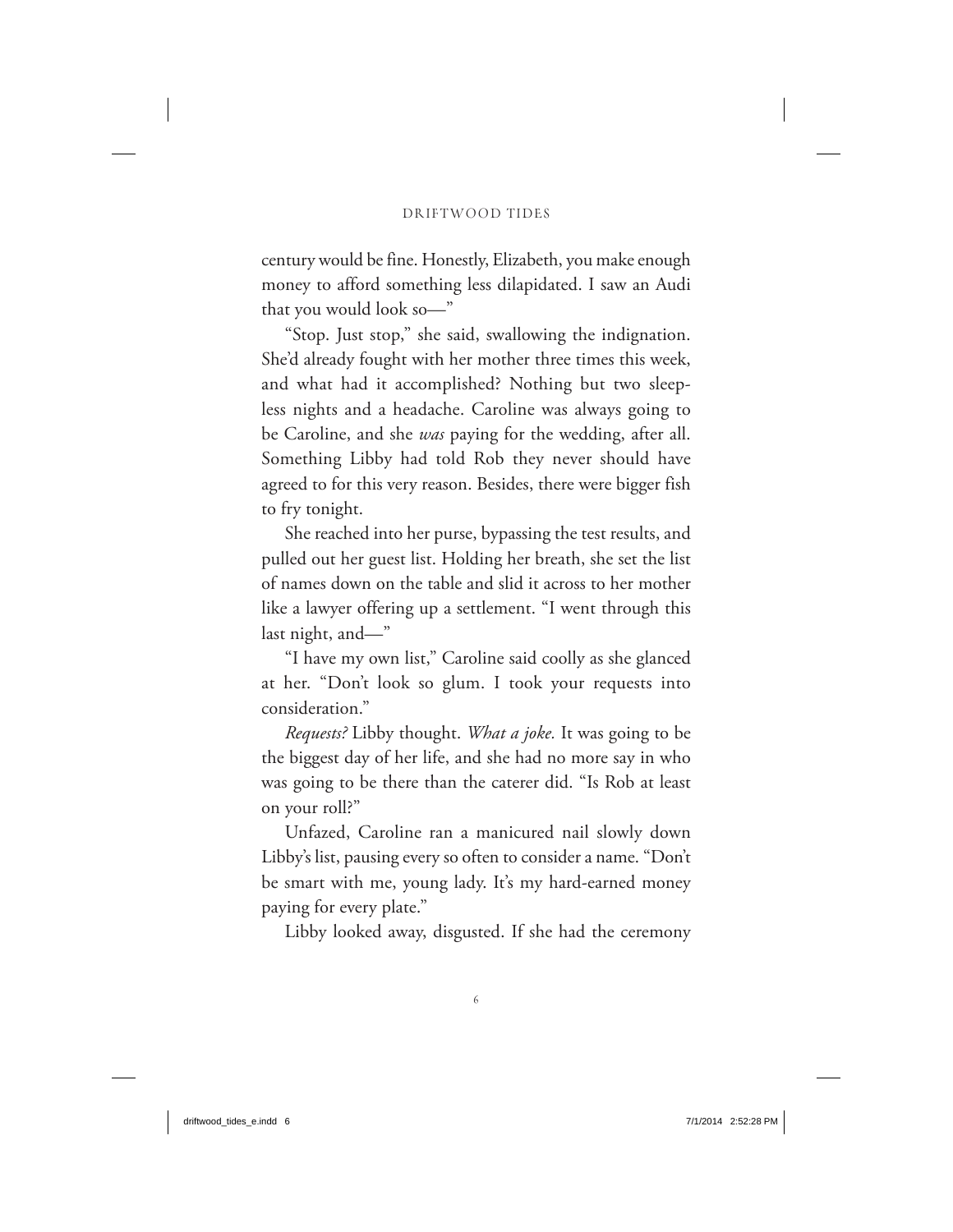century would be fine. Honestly, Elizabeth, you make enough money to afford something less dilapidated. I saw an Audi that you would look so—"

"Stop. Just stop," she said, swallowing the indignation. She'd already fought with her mother three times this week, and what had it accomplished? Nothing but two sleepless nights and a headache. Caroline was always going to be Caroline, and she *was* paying for the wedding, after all. Something Libby had told Rob they never should have agreed to for this very reason. Besides, there were bigger fish to fry tonight.

She reached into her purse, bypassing the test results, and pulled out her guest list. Holding her breath, she set the list of names down on the table and slid it across to her mother like a lawyer offering up a settlement. "I went through this last night, and—"

"I have my own list," Caroline said coolly as she glanced at her. "Don't look so glum. I took your requests into consideration."

*Requests?* Libby thought. *What a joke.* It was going to be the biggest day of her life, and she had no more say in who was going to be there than the caterer did. "Is Rob at least on your roll?"

Unfazed, Caroline ran a manicured nail slowly down Libby's list, pausing every so often to consider a name. "Don't be smart with me, young lady. It's my hard-earned money paying for every plate."

Libby looked away, disgusted. If she had the ceremony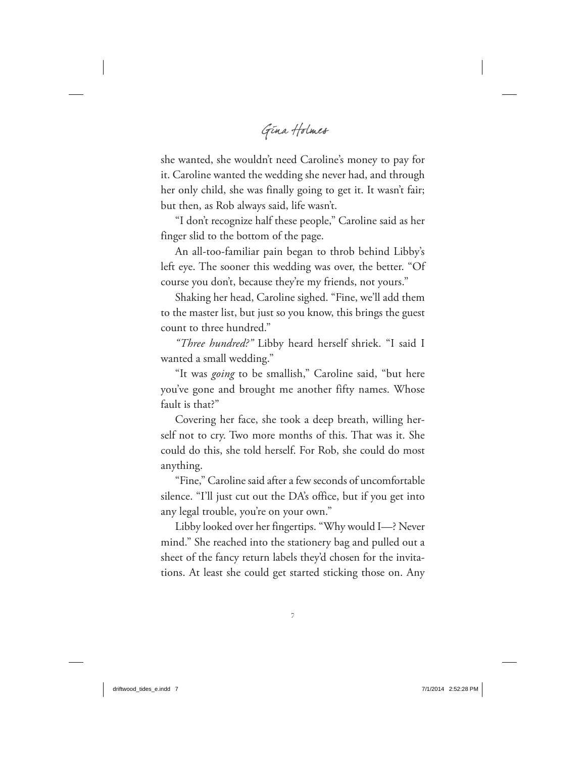she wanted, she wouldn't need Caroline's money to pay for it. Caroline wanted the wedding she never had, and through her only child, she was finally going to get it. It wasn't fair; but then, as Rob always said, life wasn't.

"I don't recognize half these people," Caroline said as her finger slid to the bottom of the page.

An all-too-familiar pain began to throb behind Libby's left eye. The sooner this wedding was over, the better. "Of course you don't, because they're my friends, not yours."

Shaking her head, Caroline sighed. "Fine, we'll add them to the master list, but just so you know, this brings the guest count to three hundred."

*"Three hundred?"* Libby heard herself shriek. "I said I wanted a small wedding."

"It was *going* to be smallish," Caroline said, "but here you've gone and brought me another fifty names. Whose fault is that?"

Covering her face, she took a deep breath, willing herself not to cry. Two more months of this. That was it. She could do this, she told herself. For Rob, she could do most anything.

"Fine," Caroline said after a few seconds of uncomfortable silence. "I'll just cut out the DA's office, but if you get into any legal trouble, you're on your own."

Libby looked over her fingertips. "Why would I—? Never mind." She reached into the stationery bag and pulled out a sheet of the fancy return labels they'd chosen for the invitations. At least she could get started sticking those on. Any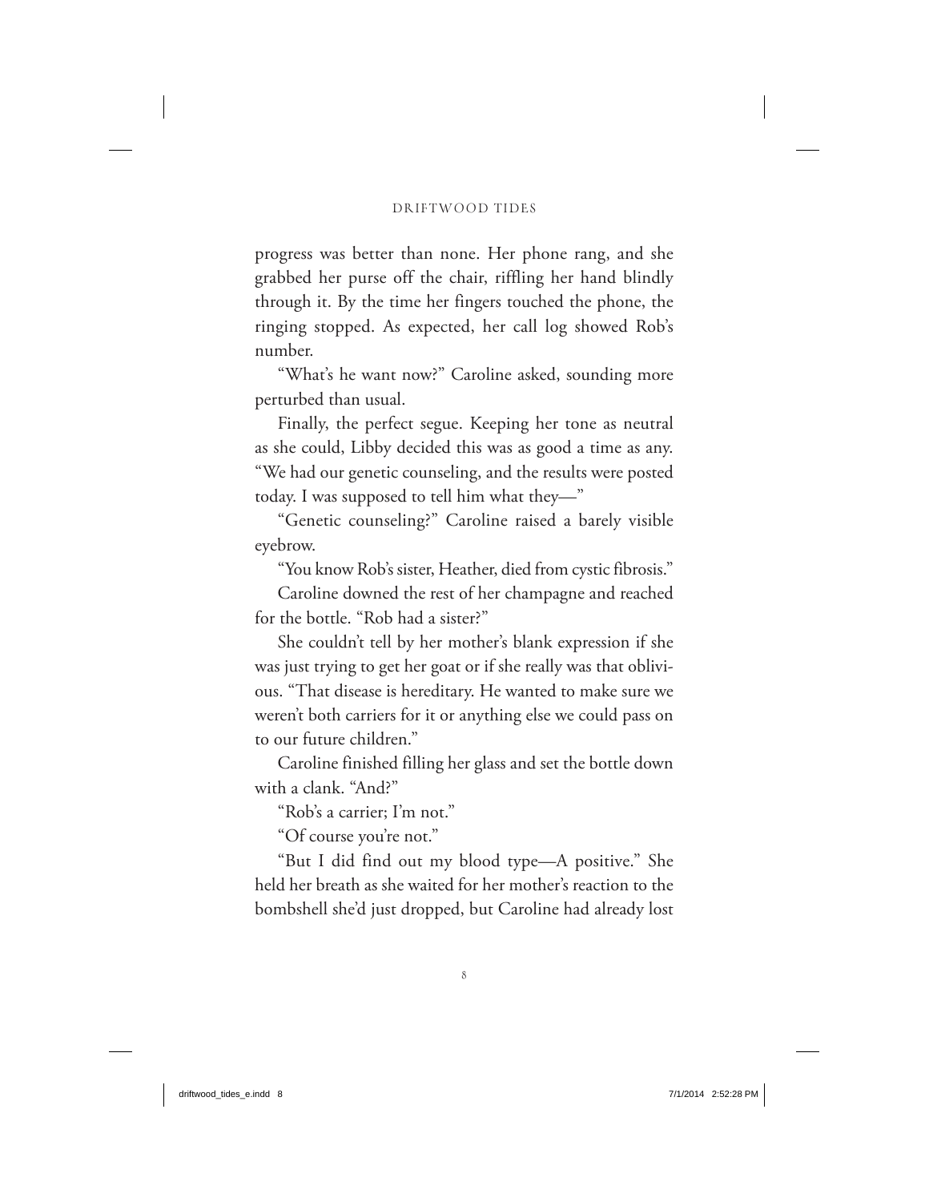progress was better than none. Her phone rang, and she grabbed her purse off the chair, riffling her hand blindly through it. By the time her fingers touched the phone, the ringing stopped. As expected, her call log showed Rob's number.

"What's he want now?" Caroline asked, sounding more perturbed than usual.

Finally, the perfect segue. Keeping her tone as neutral as she could, Libby decided this was as good a time as any. "We had our genetic counseling, and the results were posted today. I was supposed to tell him what they—"

"Genetic counseling?" Caroline raised a barely visible eyebrow.

"You know Rob's sister, Heather, died from cystic fibrosis."

Caroline downed the rest of her champagne and reached for the bottle. "Rob had a sister?"

She couldn't tell by her mother's blank expression if she was just trying to get her goat or if she really was that oblivious. "That disease is hereditary. He wanted to make sure we weren't both carriers for it or anything else we could pass on to our future children."

Caroline finished filling her glass and set the bottle down with a clank. "And?"

"Rob's a carrier; I'm not."

"Of course you're not."

"But I did find out my blood type—A positive." She held her breath as she waited for her mother's reaction to the bombshell she'd just dropped, but Caroline had already lost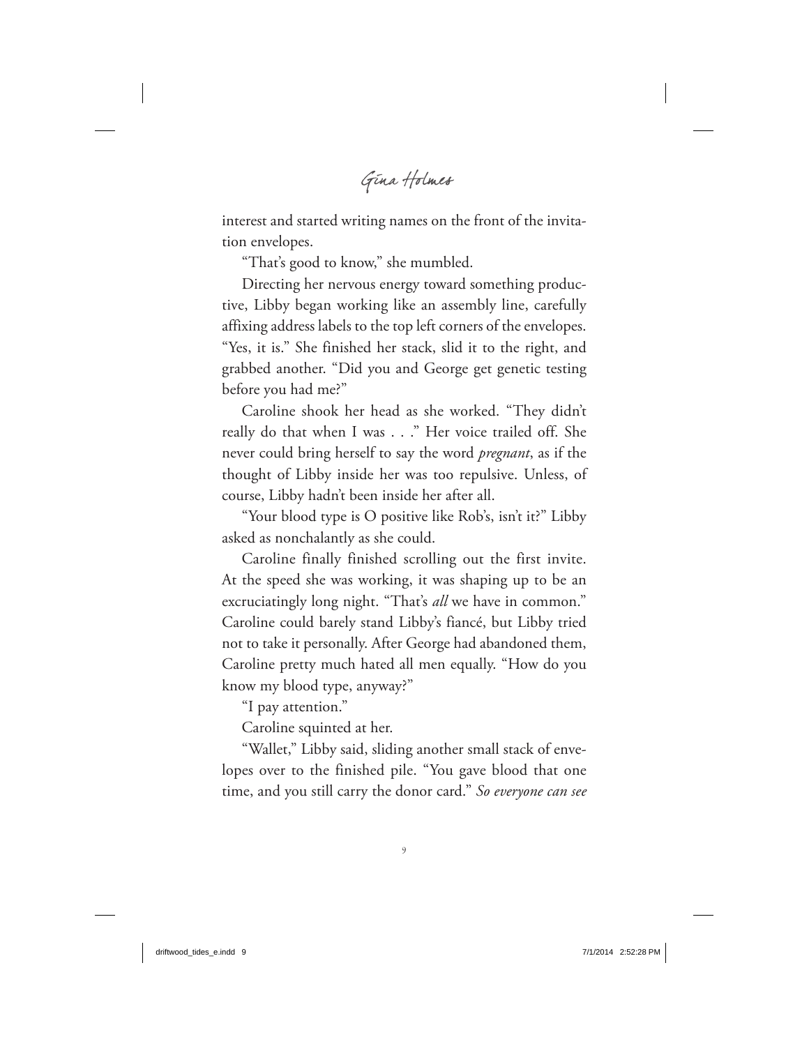interest and started writing names on the front of the invitation envelopes.

"That's good to know," she mumbled.

Directing her nervous energy toward something productive, Libby began working like an assembly line, carefully affixing address labels to the top left corners of the envelopes. "Yes, it is." She finished her stack, slid it to the right, and grabbed another. "Did you and George get genetic testing before you had me?"

Caroline shook her head as she worked. "They didn't really do that when I was . . ." Her voice trailed off. She never could bring herself to say the word *pregnant*, as if the thought of Libby inside her was too repulsive. Unless, of course, Libby hadn't been inside her after all.

"Your blood type is O positive like Rob's, isn't it?" Libby asked as nonchalantly as she could.

Caroline finally finished scrolling out the first invite. At the speed she was working, it was shaping up to be an excruciatingly long night. "That's *all* we have in common." Caroline could barely stand Libby's fiancé, but Libby tried not to take it personally. After George had abandoned them, Caroline pretty much hated all men equally. "How do you know my blood type, anyway?"

"I pay attention."

Caroline squinted at her.

"Wallet," Libby said, sliding another small stack of envelopes over to the finished pile. "You gave blood that one time, and you still carry the donor card." *So everyone can see*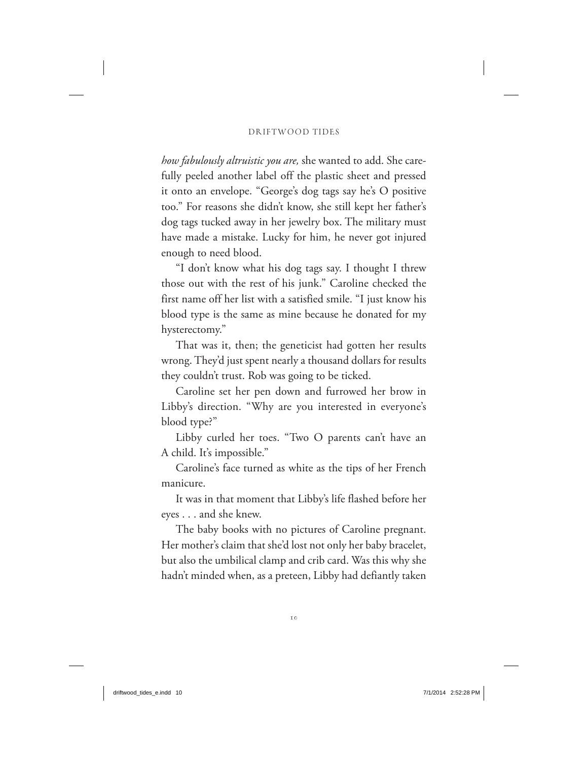*how fabulously altruistic you are,* she wanted to add. She carefully peeled another label off the plastic sheet and pressed it onto an envelope. "George's dog tags say he's O positive too." For reasons she didn't know, she still kept her father's dog tags tucked away in her jewelry box. The military must have made a mistake. Lucky for him, he never got injured enough to need blood.

"I don't know what his dog tags say. I thought I threw those out with the rest of his junk." Caroline checked the first name off her list with a satisfied smile. "I just know his blood type is the same as mine because he donated for my hysterectomy."

That was it, then; the geneticist had gotten her results wrong. They'd just spent nearly a thousand dollars for results they couldn't trust. Rob was going to be ticked.

Caroline set her pen down and furrowed her brow in Libby's direction. "Why are you interested in everyone's blood type?"

Libby curled her toes. "Two O parents can't have an A child. It's impossible."

Caroline's face turned as white as the tips of her French manicure.

It was in that moment that Libby's life flashed before her eyes . . . and she knew.

The baby books with no pictures of Caroline pregnant. Her mother's claim that she'd lost not only her baby bracelet, but also the umbilical clamp and crib card. Was this why she hadn't minded when, as a preteen, Libby had defiantly taken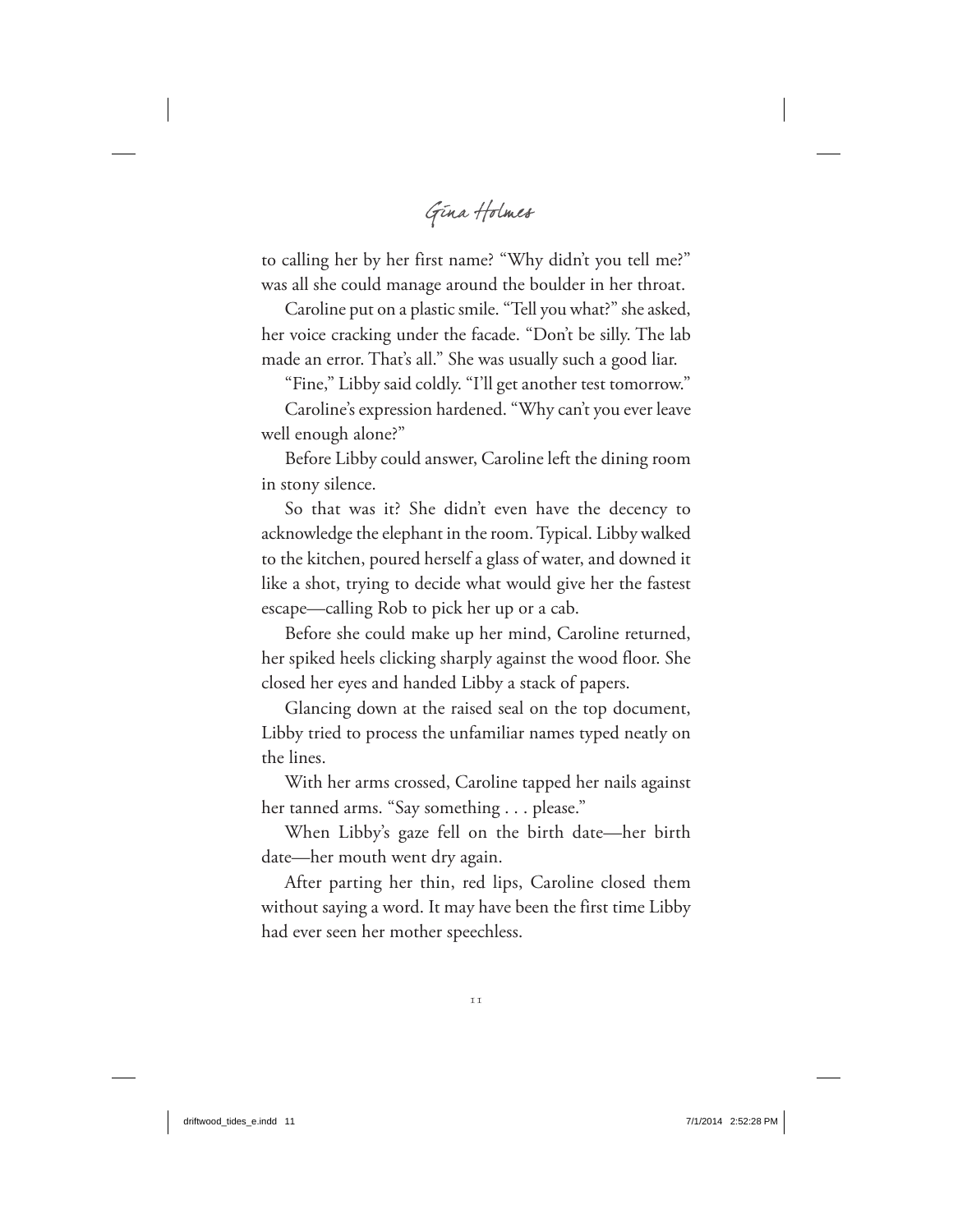to calling her by her first name? "Why didn't you tell me?" was all she could manage around the boulder in her throat.

Caroline put on a plastic smile. "Tell you what?" she asked, her voice cracking under the facade. "Don't be silly. The lab made an error. That's all." She was usually such a good liar.

"Fine," Libby said coldly. "I'll get another test tomorrow."

Caroline's expression hardened. "Why can't you ever leave well enough alone?"

Before Libby could answer, Caroline left the dining room in stony silence.

So that was it? She didn't even have the decency to acknowledge the elephant in the room. Typical. Libby walked to the kitchen, poured herself a glass of water, and downed it like a shot, trying to decide what would give her the fastest escape—calling Rob to pick her up or a cab.

Before she could make up her mind, Caroline returned, her spiked heels clicking sharply against the wood floor. She closed her eyes and handed Libby a stack of papers.

Glancing down at the raised seal on the top document, Libby tried to process the unfamiliar names typed neatly on the lines.

With her arms crossed, Caroline tapped her nails against her tanned arms. "Say something . . . please."

When Libby's gaze fell on the birth date—her birth date—her mouth went dry again.

After parting her thin, red lips, Caroline closed them without saying a word. It may have been the first time Libby had ever seen her mother speechless.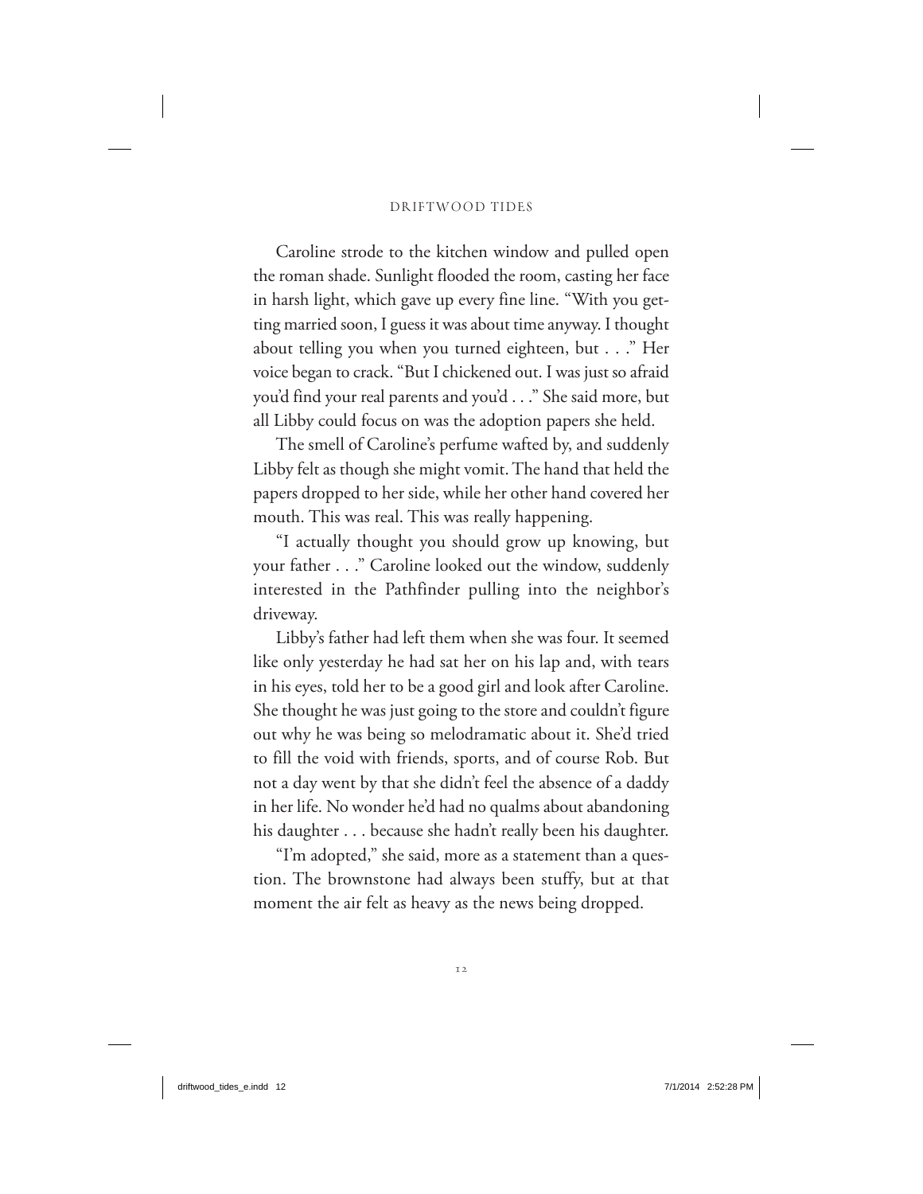Caroline strode to the kitchen window and pulled open the roman shade. Sunlight flooded the room, casting her face in harsh light, which gave up every fine line. "With you getting married soon, I guess it was about time anyway. I thought about telling you when you turned eighteen, but . . ." Her voice began to crack. "But I chickened out. I was just so afraid you'd find your real parents and you'd . . ." She said more, but all Libby could focus on was the adoption papers she held.

The smell of Caroline's perfume wafted by, and suddenly Libby felt as though she might vomit. The hand that held the papers dropped to her side, while her other hand covered her mouth. This was real. This was really happening.

"I actually thought you should grow up knowing, but your father . . ." Caroline looked out the window, suddenly interested in the Pathfinder pulling into the neighbor's driveway.

Libby's father had left them when she was four. It seemed like only yesterday he had sat her on his lap and, with tears in his eyes, told her to be a good girl and look after Caroline. She thought he was just going to the store and couldn't figure out why he was being so melodramatic about it. She'd tried to fill the void with friends, sports, and of course Rob. But not a day went by that she didn't feel the absence of a daddy in her life. No wonder he'd had no qualms about abandoning his daughter . . . because she hadn't really been his daughter.

"I'm adopted," she said, more as a statement than a question. The brownstone had always been stuffy, but at that moment the air felt as heavy as the news being dropped.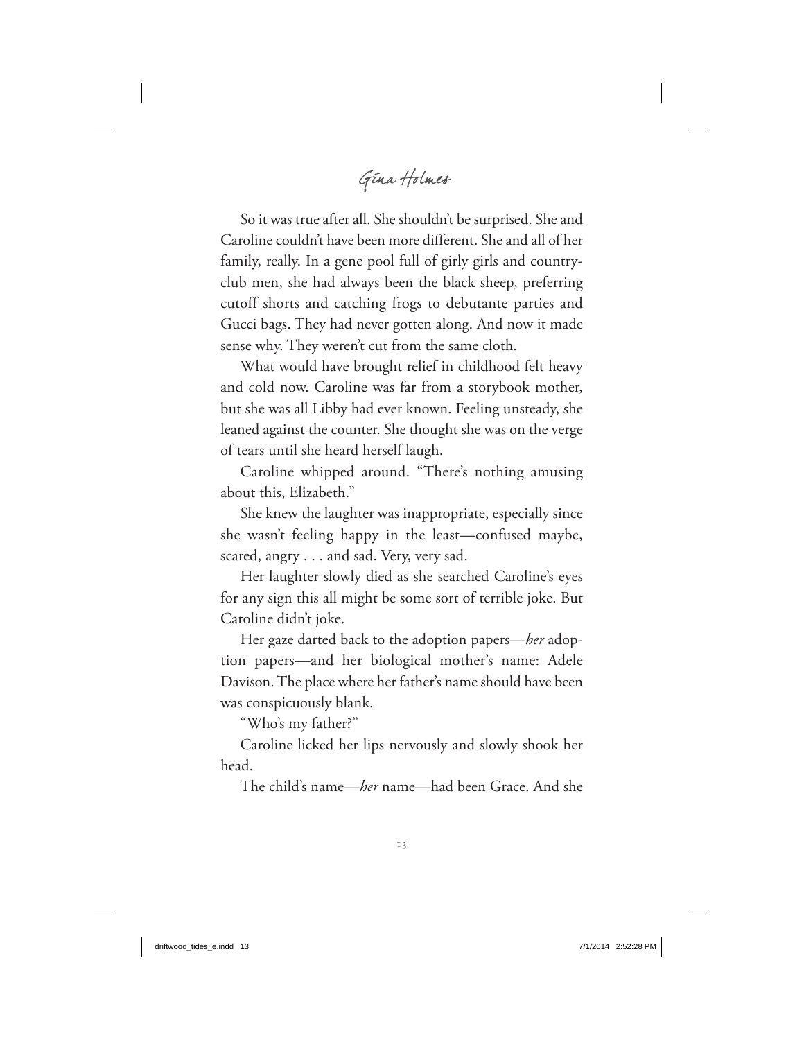So it was true after all. She shouldn't be surprised. She and Caroline couldn't have been more different. She and all of her family, really. In a gene pool full of girly girls and country-club men, she had always been the black sheep, preferring cutoff shorts and catching frogs to debutante parties and Gucci bags. They had never gotten along. And now it made sense why. They weren't cut from the same cloth.

What would have brought relief in childhood felt heavy and cold now. Caroline was far from a storybook mother, but she was all Libby had ever known. Feeling unsteady, she leaned against the counter. She thought she was on the verge of tears until she heard herself laugh.

Caroline whipped around. "There's nothing amusing about this, Elizabeth."

She knew the laughter was inappropriate, especially since she wasn't feeling happy in the least—confused maybe, scared, angry . . . and sad. Very, very sad.

Her laughter slowly died as she searched Caroline's eyes for any sign this all might be some sort of terrible joke. But Caroline didn't joke.

Her gaze darted back to the adoption papers—*her* adoption papers—and her biological mother's name: Adele Davison. The place where her father's name should have been was conspicuously blank.

"Who's my father?"

Caroline licked her lips nervously and slowly shook her head.

The child's name—*her* name—had been Grace. And she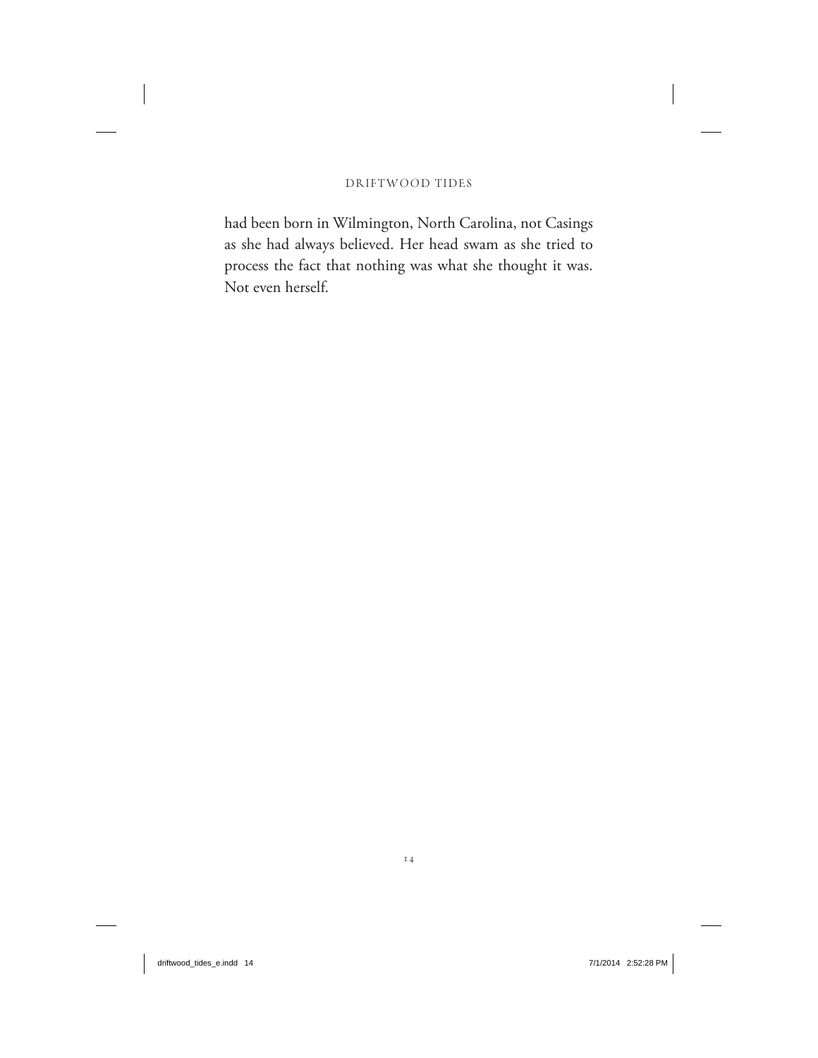had been born in Wilmington, North Carolina, not Casings as she had always believed. Her head swam as she tried to process the fact that nothing was what she thought it was. Not even herself.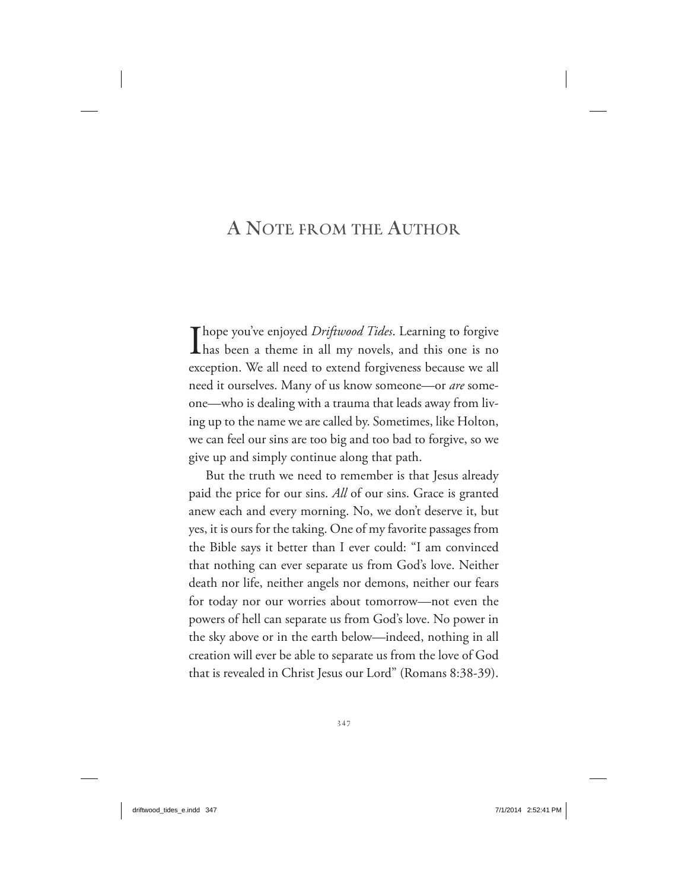# A Note from the Author

I hope you've enjoyed *Driftwood Tides*. Learning to forgive has been a theme in all my novels, and this one is no exception. We all need to extend forgiveness because we all need it ourselves. Many of us know someone—or *are* someone—who is dealing with a trauma that leads away from living up to the name we are called by. Sometimes, like Holton, we can feel our sins are too big and too bad to forgive, so we give up and simply continue along that path.

But the truth we need to remember is that Jesus already paid the price for our sins. *All* of our sins. Grace is granted anew each and every morning. No, we don't deserve it, but yes, it is ours for the taking. One of my favorite passages from the Bible says it better than I ever could: "I am convinced that nothing can ever separate us from God's love. Neither death nor life, neither angels nor demons, neither our fears for today nor our worries about tomorrow—not even the powers of hell can separate us from God's love. No power in the sky above or in the earth below—indeed, nothing in all creation will ever be able to separate us from the love of God that is revealed in Christ Jesus our Lord" (Romans 8:38-39).